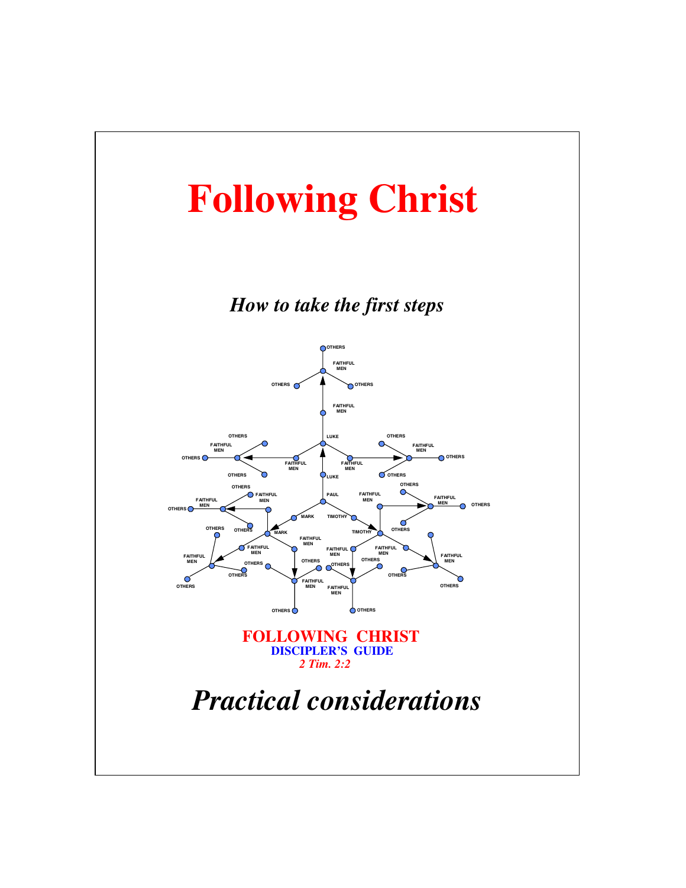# Following Christ

*How to take the first steps*

**FOLLOWING CHRIST**
**DISCIPLER'S GUIDE**
*2 Tim. 2:2*

## *Practical considerations*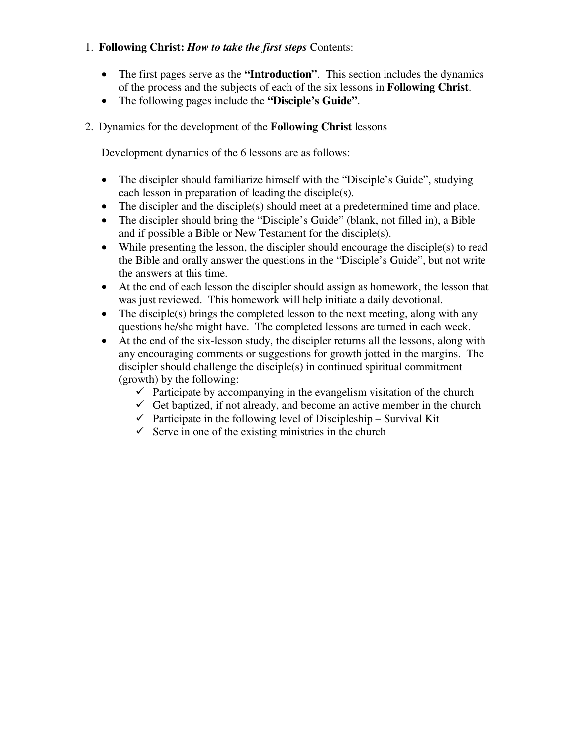1. **Following Christ:** ***How to take the first steps*** Contents:

   - The first pages serve as the **"Introduction"**. This section includes the dynamics of the process and the subjects of each of the six lessons in **Following Christ**.
   - The following pages include the **"Disciple's Guide"**.

2. Dynamics for the development of the **Following Christ** lessons

   Development dynamics of the 6 lessons are as follows:

   - The discipler should familiarize himself with the "Disciple's Guide", studying each lesson in preparation of leading the disciple(s).
   - The discipler and the disciple(s) should meet at a predetermined time and place.
   - The discipler should bring the "Disciple's Guide" (blank, not filled in), a Bible and if possible a Bible or New Testament for the disciple(s).
   - While presenting the lesson, the discipler should encourage the disciple(s) to read the Bible and orally answer the questions in the "Disciple's Guide", but not write the answers at this time.
   - At the end of each lesson the discipler should assign as homework, the lesson that was just reviewed. This homework will help initiate a daily devotional.
   - The disciple(s) brings the completed lesson to the next meeting, along with any questions he/she might have. The completed lessons are turned in each week.
   - At the end of the six-lesson study, the discipler returns all the lessons, along with any encouraging comments or suggestions for growth jotted in the margins. The discipler should challenge the disciple(s) in continued spiritual commitment (growth) by the following:
     - ✓ Participate by accompanying in the evangelism visitation of the church
     - ✓ Get baptized, if not already, and become an active member in the church
     - ✓ Participate in the following level of Discipleship – Survival Kit
     - ✓ Serve in one of the existing ministries in the church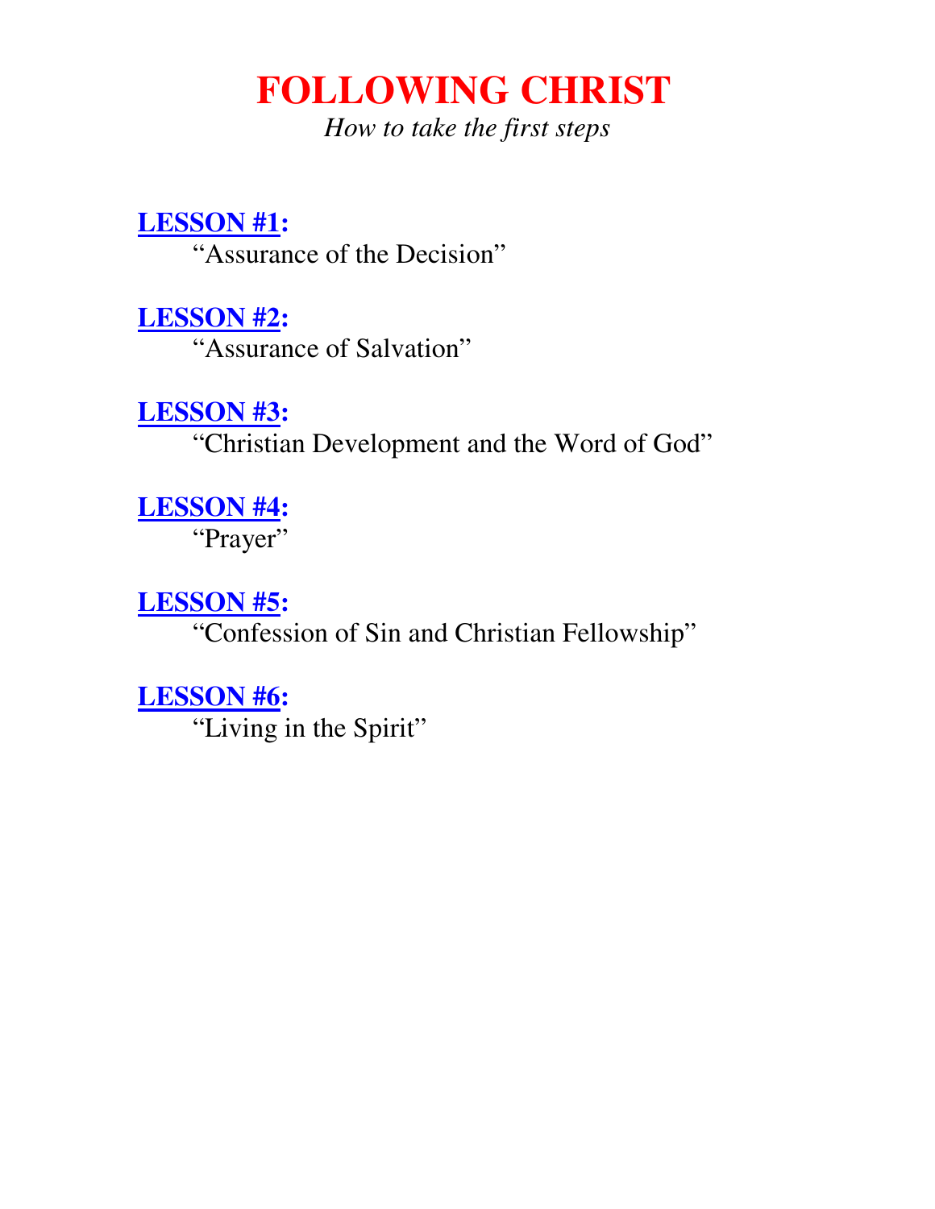# FOLLOWING CHRIST

*How to take the first steps*

**LESSON #1:**

"Assurance of the Decision"

**LESSON #2:**

"Assurance of Salvation"

**LESSON #3:**

"Christian Development and the Word of God"

**LESSON #4:**

"Prayer"

**LESSON #5:**

"Confession of Sin and Christian Fellowship"

**LESSON #6:**

"Living in the Spirit"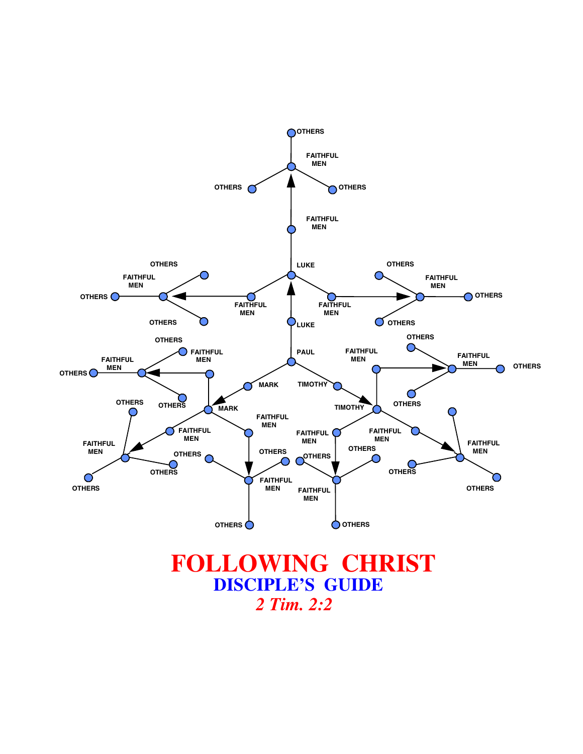# FOLLOWING CHRIST

## DISCIPLE'S GUIDE

*2 Tim. 2:2*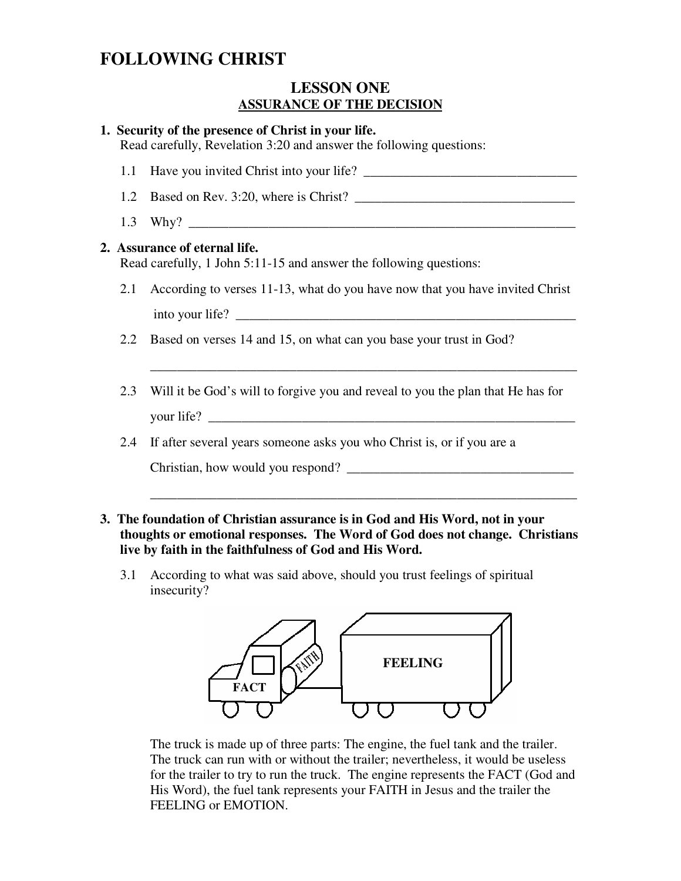# FOLLOWING CHRIST

## LESSON ONE
### ASSURANCE OF THE DECISION

**1. Security of the presence of Christ in your life.**
Read carefully, Revelation 3:20 and answer the following questions:

1.1 Have you invited Christ into your life? ________________________________

1.2 Based on Rev. 3:20, where is Christ? ________________________________

1.3 Why? ____________________________________________________________

**2. Assurance of eternal life.**
Read carefully, 1 John 5:11-15 and answer the following questions:

2.1 According to verses 11-13, what do you have now that you have invited Christ into your life? ____________________________________________________

2.2 Based on verses 14 and 15, on what can you base your trust in God?

_________________________________________________________________

2.3 Will it be God's will to forgive you and reveal to you the plan that He has for your life? ___________________________________________________________

2.4 If after several years someone asks you who Christ is, or if you are a Christian, how would you respond? __________________________________

_________________________________________________________________

**3. The foundation of Christian assurance is in God and His Word, not in your thoughts or emotional responses. The Word of God does not change. Christians live by faith in the faithfulness of God and His Word.**

3.1 According to what was said above, should you trust feelings of spiritual insecurity?

FACT | FAITH | FEELING

The truck is made up of three parts: The engine, the fuel tank and the trailer. The truck can run with or without the trailer; nevertheless, it would be useless for the trailer to try to run the truck. The engine represents the FACT (God and His Word), the fuel tank represents your FAITH in Jesus and the trailer the FEELING or EMOTION.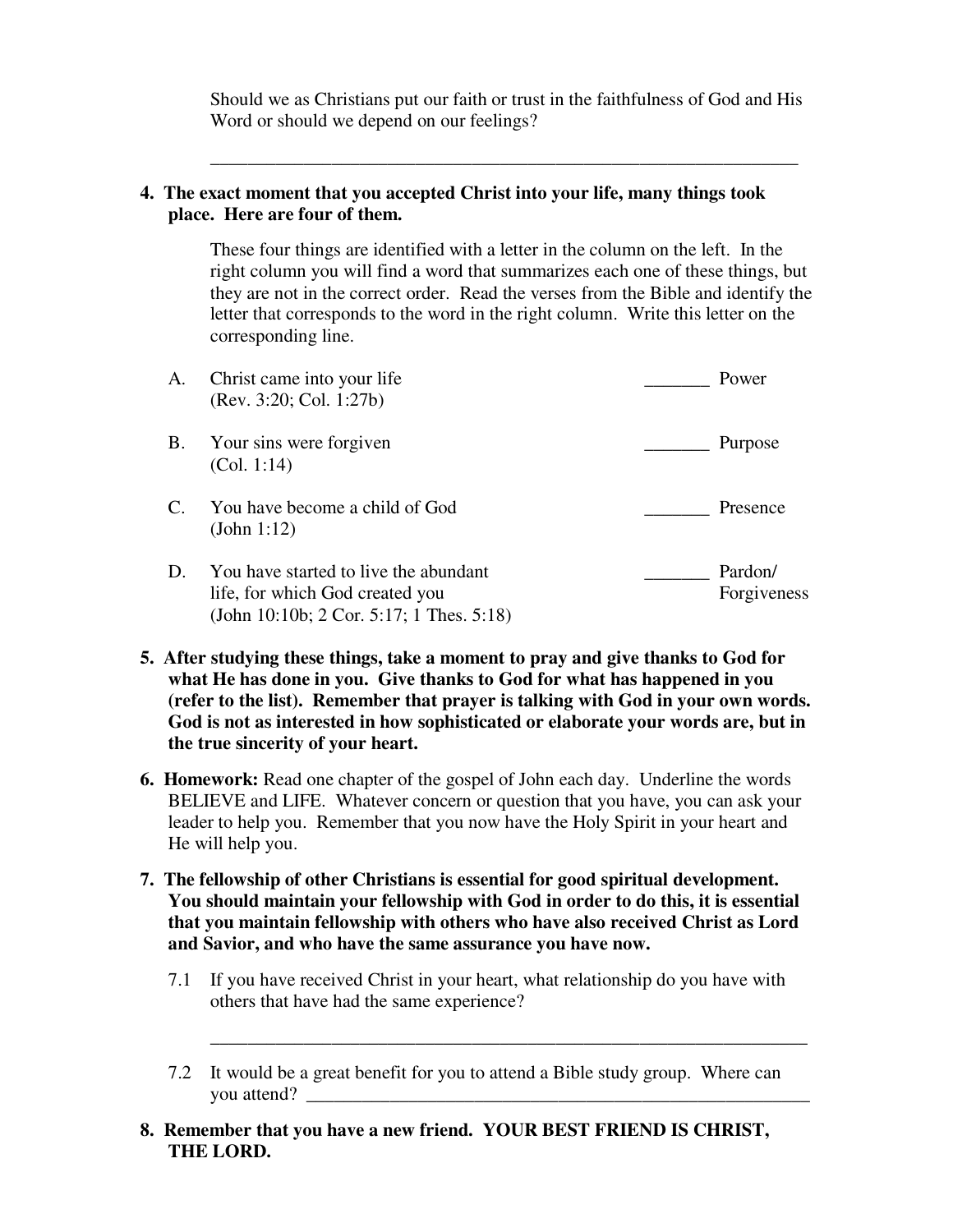Should we as Christians put our faith or trust in the faithfulness of God and His Word or should we depend on our feelings?

\_\_\_\_\_\_\_\_\_\_\_\_\_\_\_\_\_\_\_\_\_\_\_\_\_\_\_\_\_\_\_\_\_\_\_\_\_\_\_\_\_\_\_\_\_\_\_\_\_\_\_\_\_\_\_\_\_\_\_\_\_\_

**4. The exact moment that you accepted Christ into your life, many things took place. Here are four of them.**

These four things are identified with a letter in the column on the left. In the right column you will find a word that summarizes each one of these things, but they are not in the correct order. Read the verses from the Bible and identify the letter that corresponds to the word in the right column. Write this letter on the corresponding line.

| | | | |
|---|---|---|---|
| A. | Christ came into your life (Rev. 3:20; Col. 1:27b) | _______ | Power |
| B. | Your sins were forgiven (Col. 1:14) | _______ | Purpose |
| C. | You have become a child of God (John 1:12) | _______ | Presence |
| D. | You have started to live the abundant life, for which God created you (John 10:10b; 2 Cor. 5:17; 1 Thes. 5:18) | _______ | Pardon/ Forgiveness |

**5. After studying these things, take a moment to pray and give thanks to God for what He has done in you. Give thanks to God for what has happened in you (refer to the list). Remember that prayer is talking with God in your own words. God is not as interested in how sophisticated or elaborate your words are, but in the true sincerity of your heart.**

**6. Homework:** Read one chapter of the gospel of John each day. Underline the words BELIEVE and LIFE. Whatever concern or question that you have, you can ask your leader to help you. Remember that you now have the Holy Spirit in your heart and He will help you.

**7. The fellowship of other Christians is essential for good spiritual development. You should maintain your fellowship with God in order to do this, it is essential that you maintain fellowship with others who have also received Christ as Lord and Savior, and who have the same assurance you have now.**

7.1 If you have received Christ in your heart, what relationship do you have with others that have had the same experience?

\_\_\_\_\_\_\_\_\_\_\_\_\_\_\_\_\_\_\_\_\_\_\_\_\_\_\_\_\_\_\_\_\_\_\_\_\_\_\_\_\_\_\_\_\_\_\_\_\_\_\_\_\_\_\_\_\_\_\_\_\_\_

7.2 It would be a great benefit for you to attend a Bible study group. Where can you attend? \_\_\_\_\_\_\_\_\_\_\_\_\_\_\_\_\_\_\_\_\_\_\_\_\_\_\_\_\_\_\_\_\_\_\_\_\_\_\_\_\_\_\_\_\_\_\_\_\_\_

**8. Remember that you have a new friend. YOUR BEST FRIEND IS CHRIST, THE LORD.**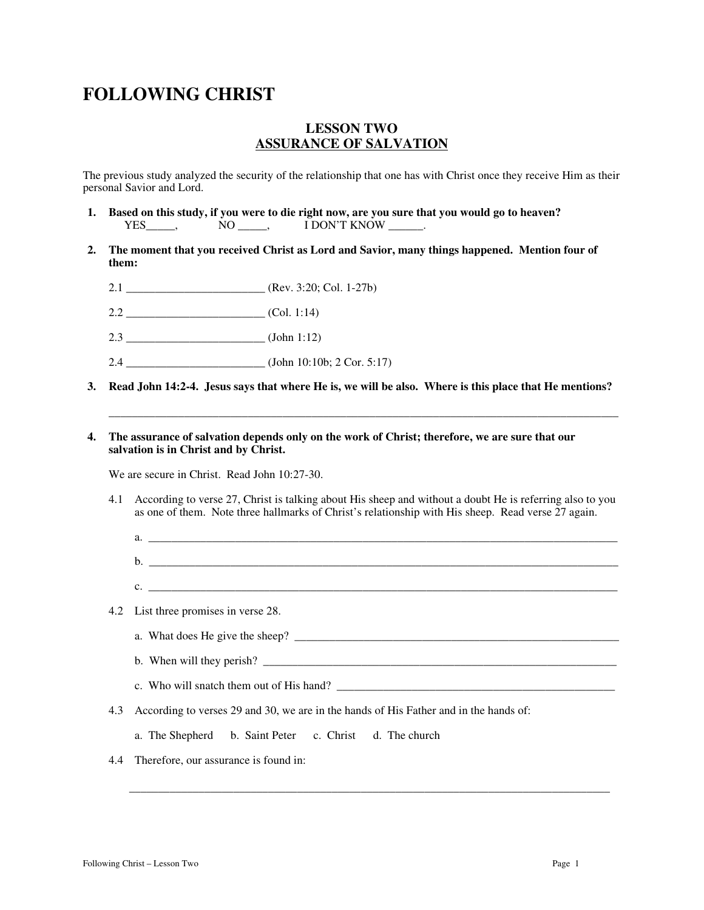# FOLLOWING CHRIST

## LESSON TWO
## ASSURANCE OF SALVATION

The previous study analyzed the security of the relationship that one has with Christ once they receive Him as their personal Savior and Lord.

**1. Based on this study, if you were to die right now, are you sure that you would go to heaven?**
YES_____, NO _____, I DON'T KNOW ______.

**2. The moment that you received Christ as Lord and Savior, many things happened. Mention four of them:**

2.1 ________________________ (Rev. 3:20; Col. 1-27b)

2.2 ________________________ (Col. 1:14)

2.3 ________________________ (John 1:12)

2.4 ________________________ (John 10:10b; 2 Cor. 5:17)

**3. Read John 14:2-4. Jesus says that where He is, we will be also. Where is this place that He mentions?**

______________________________________________________________________________________

**4. The assurance of salvation depends only on the work of Christ; therefore, we are sure that our salvation is in Christ and by Christ.**

We are secure in Christ. Read John 10:27-30.

4.1 According to verse 27, Christ is talking about His sheep and without a doubt He is referring also to you as one of them. Note three hallmarks of Christ's relationship with His sheep. Read verse 27 again.

a. ______________________________________________________________________________

b. ______________________________________________________________________________

c. ______________________________________________________________________________

4.2 List three promises in verse 28.

a. What does He give the sheep? ______________________________________________________

b. When will they perish? ___________________________________________________________

c. Who will snatch them out of His hand? ______________________________________________

4.3 According to verses 29 and 30, we are in the hands of His Father and in the hands of:

a. The Shepherd b. Saint Peter c. Christ d. The church

4.4 Therefore, our assurance is found in:

______________________________________________________________________________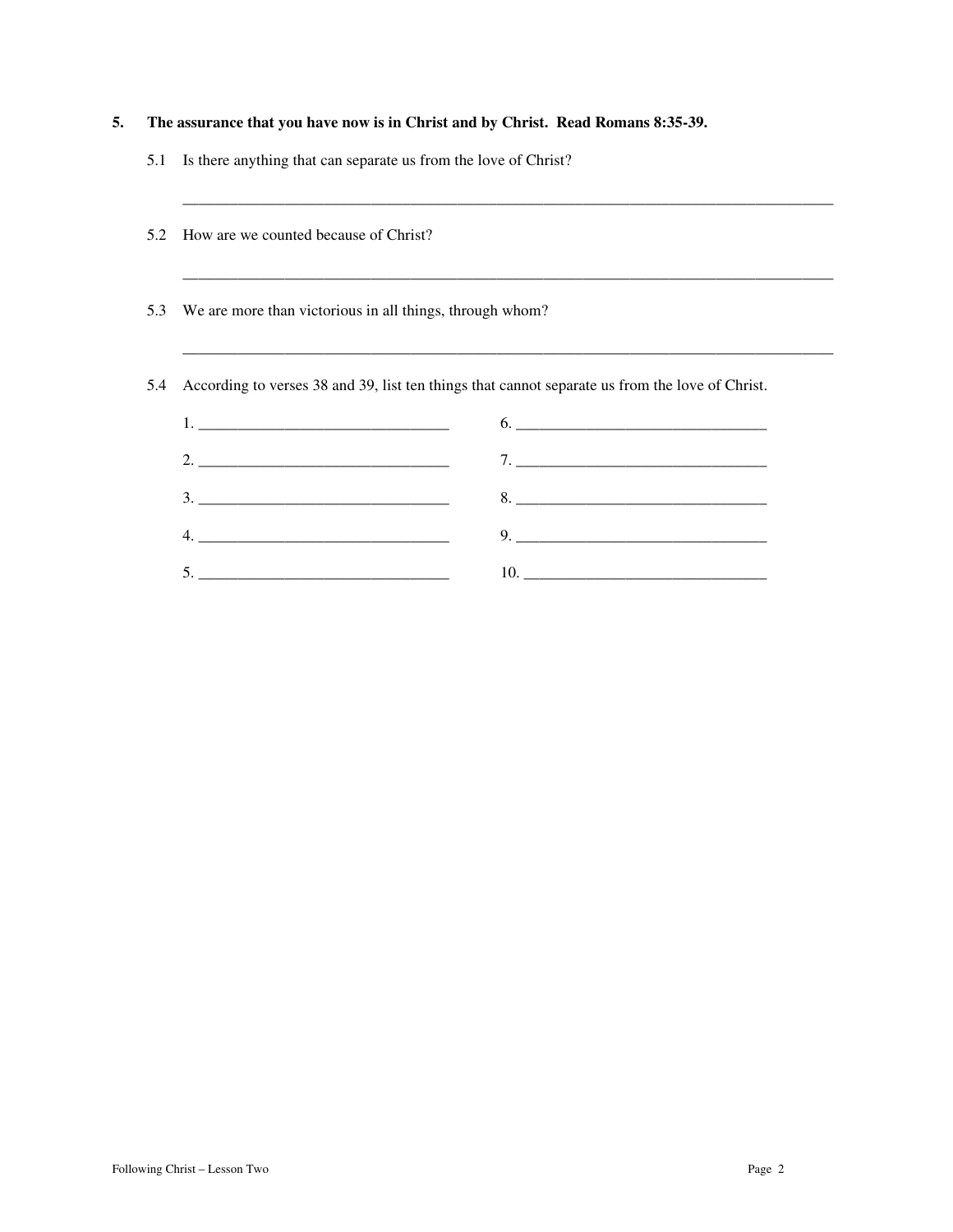**5. The assurance that you have now is in Christ and by Christ. Read Romans 8:35-39.**

5.1 Is there anything that can separate us from the love of Christ?

_______________________________________________________________________________

5.2 How are we counted because of Christ?

_______________________________________________________________________________

5.3 We are more than victorious in all things, through whom?

_______________________________________________________________________________

5.4 According to verses 38 and 39, list ten things that cannot separate us from the love of Christ.

1. ________________________________ 6. ________________________________

2. ________________________________ 7. ________________________________

3. ________________________________ 8. ________________________________

4. ________________________________ 9. ________________________________

5. ________________________________ 10. _______________________________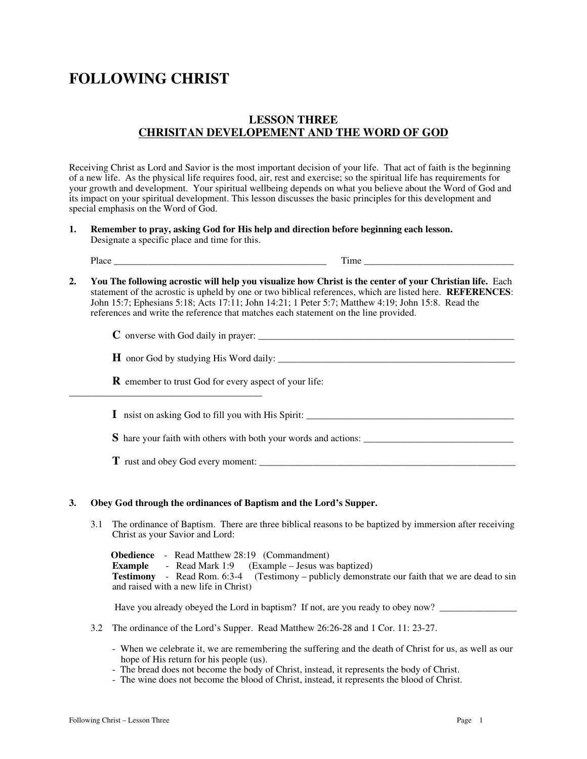# FOLLOWING CHRIST

## LESSON THREE
## CHRISITAN DEVELOPEMENT AND THE WORD OF GOD

Receiving Christ as Lord and Savior is the most important decision of your life. That act of faith is the beginning of a new life. As the physical life requires food, air, rest and exercise; so the spiritual life has requirements for your growth and development. Your spiritual wellbeing depends on what you believe about the Word of God and its impact on your spiritual development. This lesson discusses the basic principles for this development and special emphasis on the Word of God.

1. **Remember to pray, asking God for His help and direction before beginning each lesson.** Designate a specific place and time for this.

   Place _____________________________________________ Time _______________________________

2. **You The following acrostic will help you visualize how Christ is the center of your Christian life.** Each statement of the acrostic is upheld by one or two biblical references, which are listed here. **REFERENCES**: John 15:7; Ephesians 5:18; Acts 17:11; John 14:21; 1 Peter 5:7; Matthew 4:19; John 15:8. Read the references and write the reference that matches each statement on the line provided.

   **C** onverse with God daily in prayer: _______________________________________________________

   **H** onor God by studying His Word daily: ___________________________________________________

   **R** emember to trust God for every aspect of your life: ________________________________________

   **I** nsist on asking God to fill you with His Spirit: ____________________________________________

   **S** hare your faith with others with both your words and actions: ______________________________

   **T** rust and obey God every moment: _______________________________________________________

3. **Obey God through the ordinances of Baptism and the Lord's Supper.**

   3.1 The ordinance of Baptism. There are three biblical reasons to be baptized by immersion after receiving Christ as your Savior and Lord:

   **Obedience** - Read Matthew 28:19 (Commandment)
   **Example** - Read Mark 1:9 (Example – Jesus was baptized)
   **Testimony** - Read Rom. 6:3-4 (Testimony – publicly demonstrate our faith that we are dead to sin and raised with a new life in Christ)

   Have you already obeyed the Lord in baptism? If not, are you ready to obey now? ________________

   3.2 The ordinance of the Lord's Supper. Read Matthew 26:26-28 and 1 Cor. 11: 23-27.

   - When we celebrate it, we are remembering the suffering and the death of Christ for us, as well as our hope of His return for his people (us).
   - The bread does not become the body of Christ, instead, it represents the body of Christ.
   - The wine does not become the blood of Christ, instead, it represents the blood of Christ.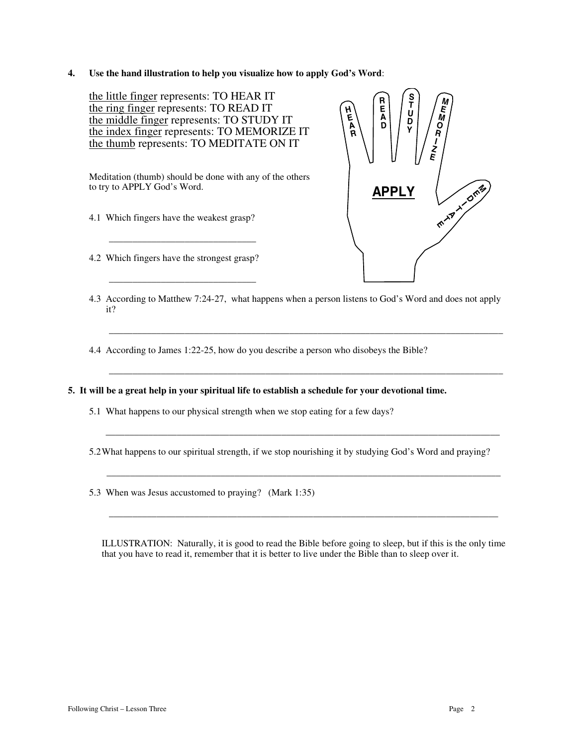**4. Use the hand illustration to help you visualize how to apply God's Word**:

<u>the little finger</u> represents: TO HEAR IT
<u>the ring finger</u> represents: TO READ IT
<u>the middle finger</u> represents: TO STUDY IT
<u>the index finger</u> represents: TO MEMORIZE IT
<u>the thumb</u> represents: TO MEDITATE ON IT

Meditation (thumb) should be done with any of the others to try to APPLY God's Word.

4.1 Which fingers have the weakest grasp?

______________________________

4.2 Which fingers have the strongest grasp?

______________________________

4.3 According to Matthew 7:24-27, what happens when a person listens to God's Word and does not apply it?

________________________________________________________________________________

4.4 According to James 1:22-25, how do you describe a person who disobeys the Bible?

________________________________________________________________________________

**5. It will be a great help in your spiritual life to establish a schedule for your devotional time.**

5.1 What happens to our physical strength when we stop eating for a few days?

________________________________________________________________________________

5.2 What happens to our spiritual strength, if we stop nourishing it by studying God's Word and praying?

________________________________________________________________________________

5.3 When was Jesus accustomed to praying? (Mark 1:35)

________________________________________________________________________________

ILLUSTRATION: Naturally, it is good to read the Bible before going to sleep, but if this is the only time that you have to read it, remember that it is better to live under the Bible than to sleep over it.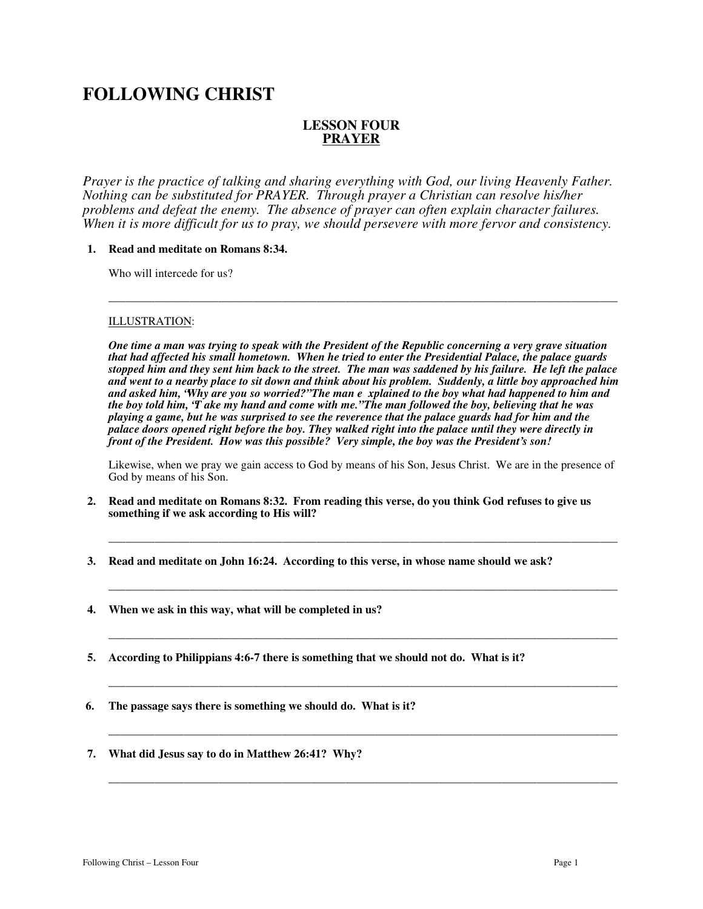# FOLLOWING CHRIST

### LESSON FOUR
### PRAYER

*Prayer is the practice of talking and sharing everything with God, our living Heavenly Father. Nothing can be substituted for PRAYER. Through prayer a Christian can resolve his/her problems and defeat the enemy. The absence of prayer can often explain character failures. When it is more difficult for us to pray, we should persevere with more fervor and consistency.*

1. **Read and meditate on Romans 8:34.**

   Who will intercede for us?

   ___________________________________________________________________________

   ILLUSTRATION:

   ***One time a man was trying to speak with the President of the Republic concerning a very grave situation that had affected his small hometown. When he tried to enter the Presidential Palace, the palace guards stopped him and they sent him back to the street. The man was saddened by his failure. He left the palace and went to a nearby place to sit down and think about his problem. Suddenly, a little boy approached him and asked him, 'Why are you so worried?" The man e xplained to the boy what had happened to him and the boy told him, 'T ake my hand and come with me." The man followed the boy, believing that he was playing a game, but he was surprised to see the reverence that the palace guards had for him and the palace doors opened right before the boy. They walked right into the palace until they were directly in front of the President. How was this possible? Very simple, the boy was the President's son!***

   Likewise, when we pray we gain access to God by means of his Son, Jesus Christ. We are in the presence of God by means of his Son.

2. **Read and meditate on Romans 8:32. From reading this verse, do you think God refuses to give us something if we ask according to His will?**

   ___________________________________________________________________________

3. **Read and meditate on John 16:24. According to this verse, in whose name should we ask?**

   ___________________________________________________________________________

4. **When we ask in this way, what will be completed in us?**

   ___________________________________________________________________________

5. **According to Philippians 4:6-7 there is something that we should not do. What is it?**

   ___________________________________________________________________________

6. **The passage says there is something we should do. What is it?**

   ___________________________________________________________________________

7. **What did Jesus say to do in Matthew 26:41? Why?**

   ___________________________________________________________________________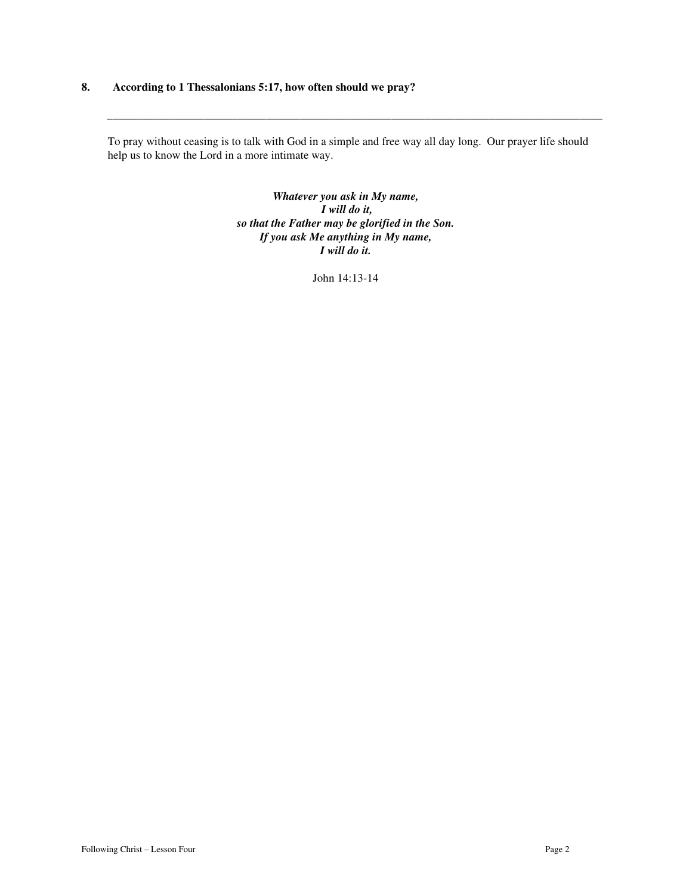**8. According to 1 Thessalonians 5:17, how often should we pray?**

\_\_\_\_\_\_\_\_\_\_\_\_\_\_\_\_\_\_\_\_\_\_\_\_\_\_\_\_\_\_\_\_\_\_\_\_\_\_\_\_\_\_\_\_\_\_\_\_\_\_\_\_\_\_\_\_\_\_\_\_\_\_\_\_\_\_\_\_\_\_\_\_\_\_\_\_

To pray without ceasing is to talk with God in a simple and free way all day long. Our prayer life should help us to know the Lord in a more intimate way.

***Whatever you ask in My name,***
***I will do it,***
***so that the Father may be glorified in the Son.***
***If you ask Me anything in My name,***
***I will do it.***

John 14:13-14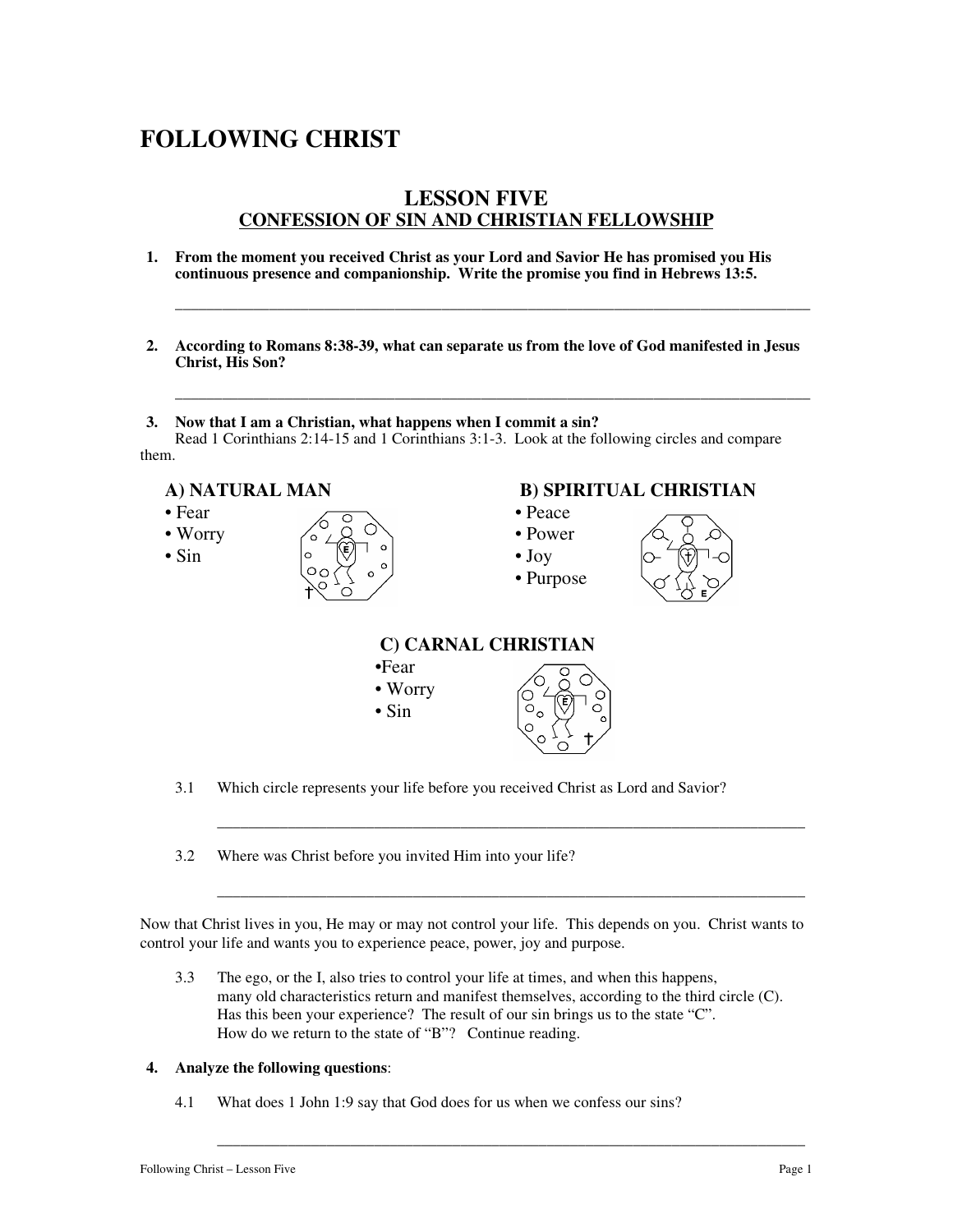# FOLLOWING CHRIST

## LESSON FIVE
### CONFESSION OF SIN AND CHRISTIAN FELLOWSHIP

**1. From the moment you received Christ as your Lord and Savior He has promised you His continuous presence and companionship. Write the promise you find in Hebrews 13:5.**

_______________________________________________________________________________

**2. According to Romans 8:38-39, what can separate us from the love of God manifested in Jesus Christ, His Son?**

_______________________________________________________________________________

**3. Now that I am a Christian, what happens when I commit a sin?**

Read 1 Corinthians 2:14-15 and 1 Corinthians 3:1-3. Look at the following circles and compare them.

**A) NATURAL MAN**
- Fear
- Worry
- Sin

**B) SPIRITUAL CHRISTIAN**
- Peace
- Power
- Joy
- Purpose

**C) CARNAL CHRISTIAN**
- Fear
- Worry
- Sin

3.1 Which circle represents your life before you received Christ as Lord and Savior?

_______________________________________________________________________________

3.2 Where was Christ before you invited Him into your life?

_______________________________________________________________________________

Now that Christ lives in you, He may or may not control your life. This depends on you. Christ wants to control your life and wants you to experience peace, power, joy and purpose.

3.3 The ego, or the I, also tries to control your life at times, and when this happens, many old characteristics return and manifest themselves, according to the third circle (C). Has this been your experience? The result of our sin brings us to the state "C". How do we return to the state of "B"? Continue reading.

**4. Analyze the following questions**:

4.1 What does 1 John 1:9 say that God does for us when we confess our sins?

_______________________________________________________________________________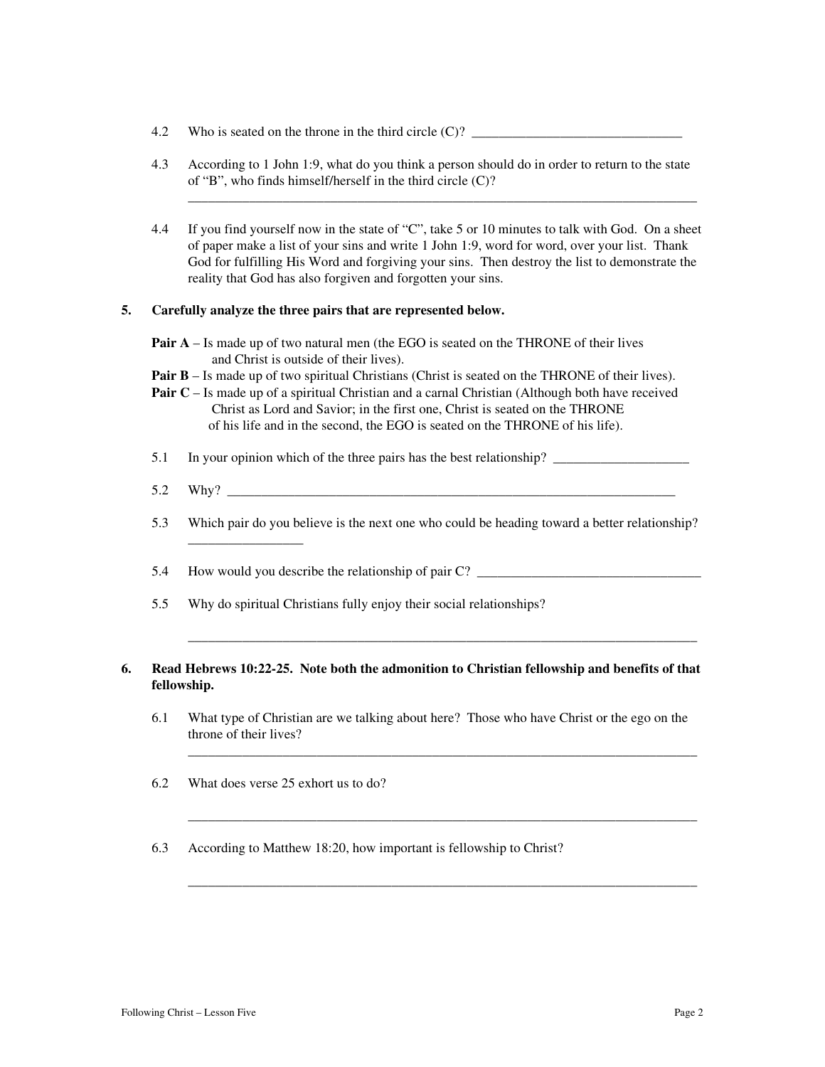4.2 Who is seated on the throne in the third circle (C)? _______________________________

4.3 According to 1 John 1:9, what do you think a person should do in order to return to the state of "B", who finds himself/herself in the third circle (C)?
_____________________________________________________________________________

4.4 If you find yourself now in the state of "C", take 5 or 10 minutes to talk with God. On a sheet of paper make a list of your sins and write 1 John 1:9, word for word, over your list. Thank God for fulfilling His Word and forgiving your sins. Then destroy the list to demonstrate the reality that God has also forgiven and forgotten your sins.

**5. Carefully analyze the three pairs that are represented below.**

**Pair A** – Is made up of two natural men (the EGO is seated on the THRONE of their lives and Christ is outside of their lives).
**Pair B** – Is made up of two spiritual Christians (Christ is seated on the THRONE of their lives).
**Pair C** – Is made up of a spiritual Christian and a carnal Christian (Although both have received Christ as Lord and Savior; in the first one, Christ is seated on the THRONE of his life and in the second, the EGO is seated on the THRONE of his life).

5.1 In your opinion which of the three pairs has the best relationship? ____________________

5.2 Why? _____________________________________________________________________

5.3 Which pair do you believe is the next one who could be heading toward a better relationship? ________________

5.4 How would you describe the relationship of pair C? _________________________________

5.5 Why do spiritual Christians fully enjoy their social relationships?

_____________________________________________________________________________

**6. Read Hebrews 10:22-25. Note both the admonition to Christian fellowship and benefits of that fellowship.**

6.1 What type of Christian are we talking about here? Those who have Christ or the ego on the throne of their lives?
_____________________________________________________________________________

6.2 What does verse 25 exhort us to do?

_____________________________________________________________________________

6.3 According to Matthew 18:20, how important is fellowship to Christ?

_____________________________________________________________________________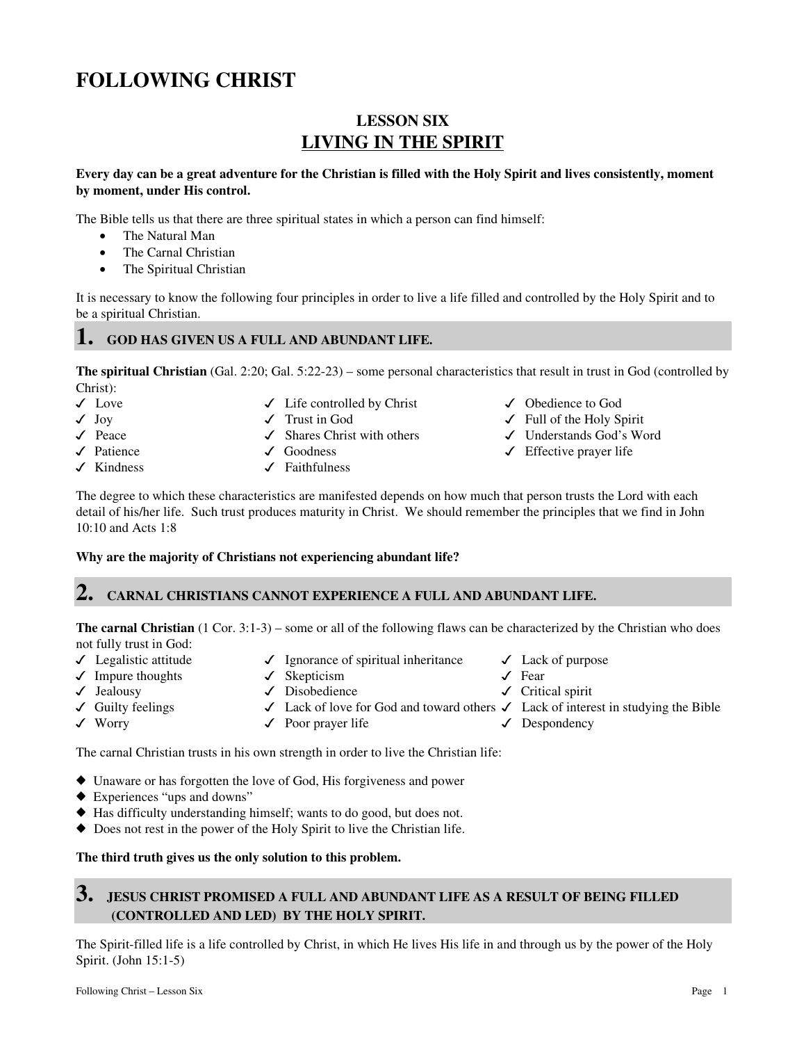# FOLLOWING CHRIST

## LESSON SIX
## LIVING IN THE SPIRIT

**Every day can be a great adventure for the Christian is filled with the Holy Spirit and lives consistently, moment by moment, under His control.**

The Bible tells us that there are three spiritual states in which a person can find himself:

- The Natural Man
- The Carnal Christian
- The Spiritual Christian

It is necessary to know the following four principles in order to live a life filled and controlled by the Holy Spirit and to be a spiritual Christian.

## 1. GOD HAS GIVEN US A FULL AND ABUNDANT LIFE.

**The spiritual Christian** (Gal. 2:20; Gal. 5:22-23) – some personal characteristics that result in trust in God (controlled by Christ):

- ✓ Love
- ✓ Joy
- ✓ Peace
- ✓ Patience
- ✓ Kindness
- ✓ Life controlled by Christ
- ✓ Trust in God
- ✓ Shares Christ with others
- ✓ Goodness
- ✓ Faithfulness
- ✓ Obedience to God
- ✓ Full of the Holy Spirit
- ✓ Understands God's Word
- ✓ Effective prayer life

The degree to which these characteristics are manifested depends on how much that person trusts the Lord with each detail of his/her life. Such trust produces maturity in Christ. We should remember the principles that we find in John 10:10 and Acts 1:8

**Why are the majority of Christians not experiencing abundant life?**

## 2. CARNAL CHRISTIANS CANNOT EXPERIENCE A FULL AND ABUNDANT LIFE.

**The carnal Christian** (1 Cor. 3:1-3) – some or all of the following flaws can be characterized by the Christian who does not fully trust in God:

- ✓ Legalistic attitude
- ✓ Impure thoughts
- ✓ Jealousy
- ✓ Guilty feelings
- ✓ Worry
- ✓ Ignorance of spiritual inheritance
- ✓ Skepticism
- ✓ Disobedience
- ✓ Lack of love for God and toward others
- ✓ Poor prayer life
- ✓ Lack of purpose
- ✓ Fear
- ✓ Critical spirit
- ✓ Lack of interest in studying the Bible
- ✓ Despondency

The carnal Christian trusts in his own strength in order to live the Christian life:

- ◆ Unaware or has forgotten the love of God, His forgiveness and power
- ◆ Experiences "ups and downs"
- ◆ Has difficulty understanding himself; wants to do good, but does not.
- ◆ Does not rest in the power of the Holy Spirit to live the Christian life.

**The third truth gives us the only solution to this problem.**

## 3. JESUS CHRIST PROMISED A FULL AND ABUNDANT LIFE AS A RESULT OF BEING FILLED (CONTROLLED AND LED) BY THE HOLY SPIRIT.

The Spirit-filled life is a life controlled by Christ, in which He lives His life in and through us by the power of the Holy Spirit. (John 15:1-5)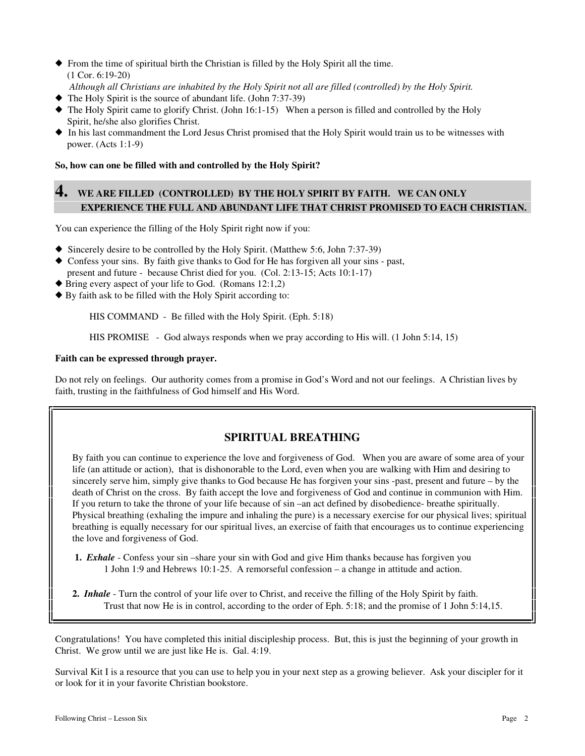- From the time of spiritual birth the Christian is filled by the Holy Spirit all the time. (1 Cor. 6:19-20)
  *Although all Christians are inhabited by the Holy Spirit not all are filled (controlled) by the Holy Spirit.*
- The Holy Spirit is the source of abundant life. (John 7:37-39)
- The Holy Spirit came to glorify Christ. (John 16:1-15) When a person is filled and controlled by the Holy Spirit, he/she also glorifies Christ.
- In his last commandment the Lord Jesus Christ promised that the Holy Spirit would train us to be witnesses with power. (Acts 1:1-9)

**So, how can one be filled with and controlled by the Holy Spirit?**

## 4. WE ARE FILLED (CONTROLLED) BY THE HOLY SPIRIT BY FAITH. WE CAN ONLY EXPERIENCE THE FULL AND ABUNDANT LIFE THAT CHRIST PROMISED TO EACH CHRISTIAN.

You can experience the filling of the Holy Spirit right now if you:

- Sincerely desire to be controlled by the Holy Spirit. (Matthew 5:6, John 7:37-39)
- Confess your sins. By faith give thanks to God for He has forgiven all your sins - past, present and future - because Christ died for you. (Col. 2:13-15; Acts 10:1-17)
- Bring every aspect of your life to God. (Romans 12:1,2)
- By faith ask to be filled with the Holy Spirit according to:

  HIS COMMAND - Be filled with the Holy Spirit. (Eph. 5:18)

  HIS PROMISE - God always responds when we pray according to His will. (1 John 5:14, 15)

**Faith can be expressed through prayer.**

Do not rely on feelings. Our authority comes from a promise in God's Word and not our feelings. A Christian lives by faith, trusting in the faithfulness of God himself and His Word.

### SPIRITUAL BREATHING

By faith you can continue to experience the love and forgiveness of God. When you are aware of some area of your life (an attitude or action), that is dishonorable to the Lord, even when you are walking with Him and desiring to sincerely serve him, simply give thanks to God because He has forgiven your sins -past, present and future – by the death of Christ on the cross. By faith accept the love and forgiveness of God and continue in communion with Him. If you return to take the throne of your life because of sin –an act defined by disobedience- breathe spiritually. Physical breathing (exhaling the impure and inhaling the pure) is a necessary exercise for our physical lives; spiritual breathing is equally necessary for our spiritual lives, an exercise of faith that encourages us to continue experiencing the love and forgiveness of God.

1. ***Exhale*** - Confess your sin –share your sin with God and give Him thanks because has forgiven you 1 John 1:9 and Hebrews 10:1-25. A remorseful confession – a change in attitude and action.

2. ***Inhale*** - Turn the control of your life over to Christ, and receive the filling of the Holy Spirit by faith. Trust that now He is in control, according to the order of Eph. 5:18; and the promise of 1 John 5:14,15.

Congratulations! You have completed this initial discipleship process. But, this is just the beginning of your growth in Christ. We grow until we are just like He is. Gal. 4:19.

Survival Kit I is a resource that you can use to help you in your next step as a growing believer. Ask your discipler for it or look for it in your favorite Christian bookstore.